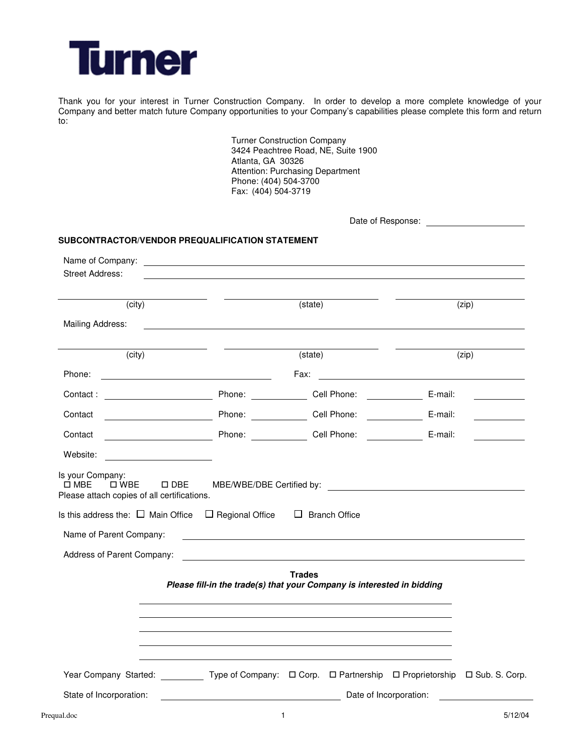Turner

Thank you for your interest in Turner Construction Company. In order to develop a more complete knowledge of your Company and better match future Company opportunities to your Company's capabilities please complete this form and return to:

Turner Construction Company
3424 Peachtree Road, NE, Suite 1900
Atlanta, GA 30326
Attention: Purchasing Department
Phone: (404) 504-3700
Fax: (404) 504-3719

Date of Response: ____________________

**SUBCONTRACTOR/VENDOR PREQUALIFICATION STATEMENT**

Name of Company: ____________________

Street Address: ____________________

____________________ (city) ____________________ (state) ____________________ (zip)

Mailing Address: ____________________

____________________ (city) ____________________ (state) ____________________ (zip)

Phone: ____________________ Fax: ____________________

Contact : ____________ Phone: ________ Cell Phone: ________ E-mail: ________

Contact ____________ Phone: ________ Cell Phone: ________ E-mail: ________

Contact ____________ Phone: ________ Cell Phone: ________ E-mail: ________

Website: ____________________

Is your Company:
☐ MBE ☐ WBE ☐ DBE MBE/WBE/DBE Certified by: ____________________
Please attach copies of all certifications.

Is this address the: ☐ Main Office ☐ Regional Office ☐ Branch Office

Name of Parent Company: ____________________

Address of Parent Company: ____________________

**Trades**

***Please fill-in the trade(s) that your Company is interested in bidding***

____________________

____________________

____________________

____________________

____________________

Year Company Started: ________ Type of Company: ☐ Corp. ☐ Partnership ☐ Proprietorship ☐ Sub. S. Corp.

State of Incorporation: ____________________ Date of Incorporation: ____________________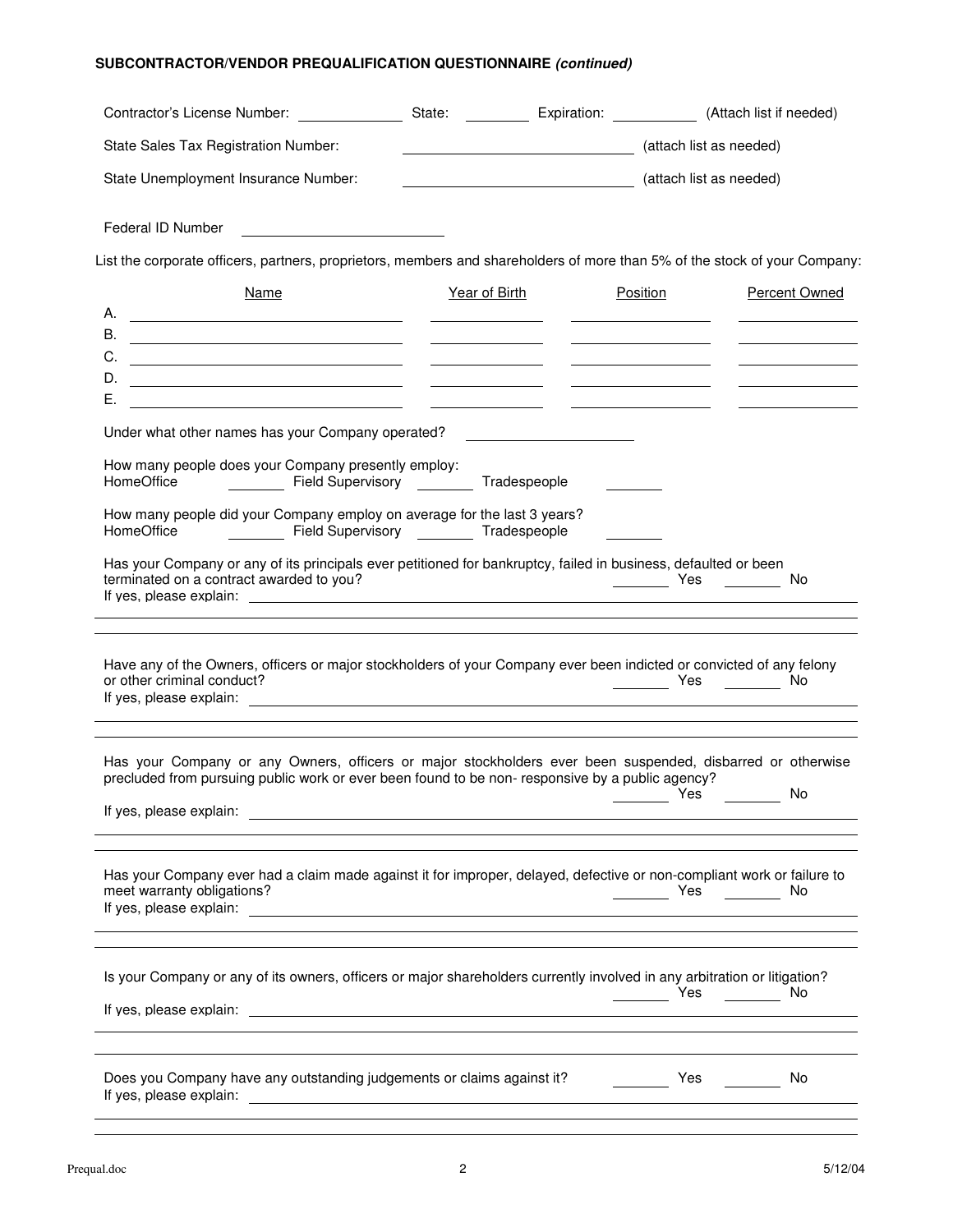**SUBCONTRACTOR/VENDOR PREQUALIFICATION QUESTIONNAIRE *(continued)***

Contractor's License Number: ____________ State: ________ Expiration: __________ (Attach list if needed)

State Sales Tax Registration Number: ______________________________ (attach list as needed)

State Unemployment Insurance Number: ______________________________ (attach list as needed)

Federal ID Number ____________________________

List the corporate officers, partners, proprietors, members and shareholders of more than 5% of the stock of your Company:

| | Name | Year of Birth | Position | Percent Owned |
|---|---|---|---|---|
| A. | | | | |
| B. | | | | |
| C. | | | | |
| D. | | | | |
| E. | | | | |

Under what other names has your Company operated? ______________________

How many people does your Company presently employ:
HomeOffice ________ Field Supervisory ________ Tradespeople ________

How many people did your Company employ on average for the last 3 years?
HomeOffice ________ Field Supervisory ________ Tradespeople ________

Has your Company or any of its principals ever petitioned for bankruptcy, failed in business, defaulted or been terminated on a contract awarded to you? ________ Yes ________ No
If yes, please explain: ________________________________________________

Have any of the Owners, officers or major stockholders of your Company ever been indicted or convicted of any felony or other criminal conduct? ________ Yes ________ No
If yes, please explain: ________________________________________________

Has your Company or any Owners, officers or major stockholders ever been suspended, disbarred or otherwise precluded from pursuing public work or ever been found to be non- responsive by a public agency? ________ Yes ________ No
If yes, please explain: ________________________________________________

Has your Company ever had a claim made against it for improper, delayed, defective or non-compliant work or failure to meet warranty obligations? ________ Yes ________ No
If yes, please explain: ________________________________________________

Is your Company or any of its owners, officers or major shareholders currently involved in any arbitration or litigation? ________ Yes ________ No
If yes, please explain: ________________________________________________

Does you Company have any outstanding judgements or claims against it? ________ Yes ________ No
If yes, please explain: ________________________________________________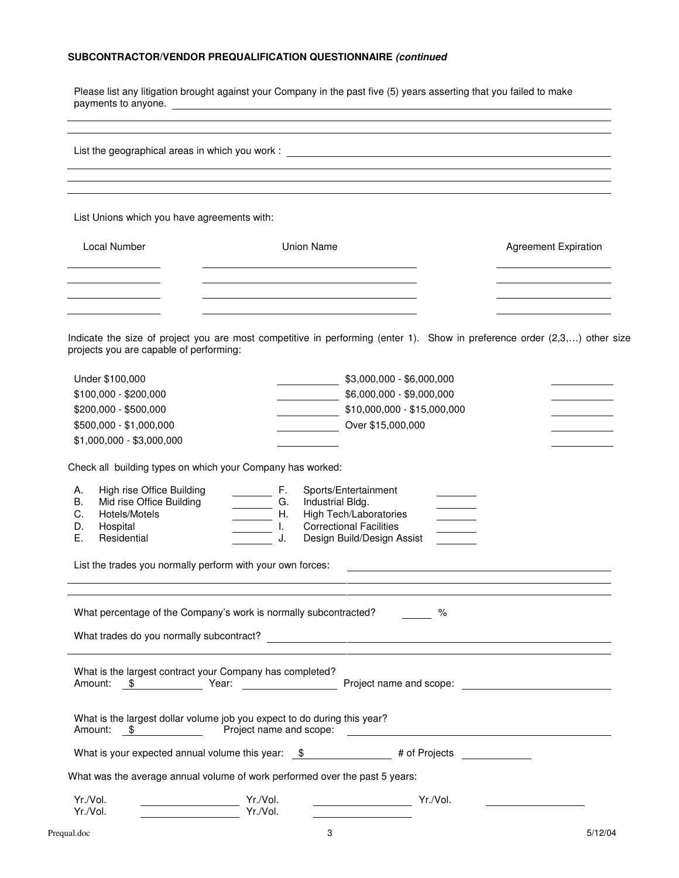**SUBCONTRACTOR/VENDOR PREQUALIFICATION QUESTIONNAIRE *(continued)***

Please list any litigation brought against your Company in the past five (5) years asserting that you failed to make payments to anyone. ______________________________

______________________________

______________________________

List the geographical areas in which you work : ______________________________

______________________________

______________________________

______________________________

List Unions which you have agreements with:

| Local Number | Union Name | Agreement Expiration |
|---|---|---|
| | | |
| | | |
| | | |
| | | |

Indicate the size of project you are most competitive in performing (enter 1). Show in preference order (2,3,…) other size projects you are capable of performing:

| | | | |
|---|---|---|---|
| Under $100,000 | ______ | $3,000,000 - $6,000,000 | ______ |
| $100,000 - $200,000 | ______ | $6,000,000 - $9,000,000 | ______ |
| $200,000 - $500,000 | ______ | $10,000,000 - $15,000,000 | ______ |
| $500,000 - $1,000,000 | ______ | Over $15,000,000 | ______ |
| $1,000,000 - $3,000,000 | ______ | | ______ |

Check all building types on which your Company has worked:

| | | | | | |
|---|---|---|---|---|---|
| A. | High rise Office Building | ______ | F. | Sports/Entertainment | ______ |
| B. | Mid rise Office Building | ______ | G. | Industrial Bldg. | ______ |
| C. | Hotels/Motels | ______ | H. | High Tech/Laboratories | ______ |
| D. | Hospital | ______ | I. | Correctional Facilities | ______ |
| E. | Residential | ______ | J. | Design Build/Design Assist | ______ |

List the trades you normally perform with your own forces: ______________________________

______________________________

______________________________

What percentage of the Company's work is normally subcontracted? ______ %

What trades do you normally subcontract? ______________________________

______________________________

What is the largest contract your Company has completed?
Amount: $ ____________ Year: ____________ Project name and scope: ____________

What is the largest dollar volume job you expect to do during this year?
Amount: $ ____________ Project name and scope: ______________________________

What is your expected annual volume this year: $ ____________ # of Projects ____________

What was the average annual volume of work performed over the past 5 years:

| | | | | | |
|---|---|---|---|---|---|
| Yr./Vol. | ____________ | Yr./Vol. | ____________ | Yr./Vol. | ____________ |
| Yr./Vol. | ____________ | Yr./Vol. | ____________ | | |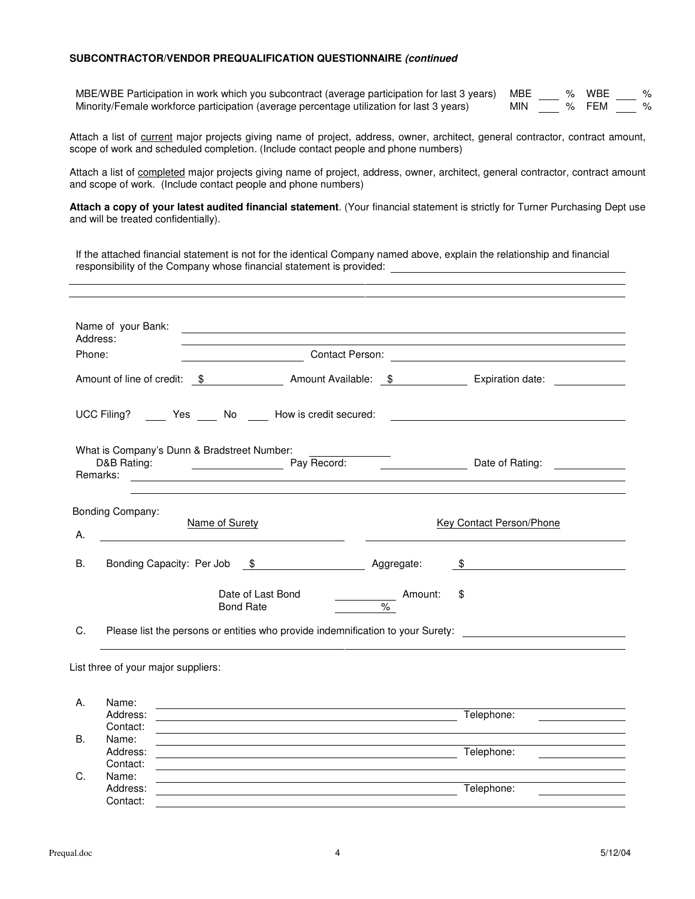**SUBCONTRACTOR/VENDOR PREQUALIFICATION QUESTIONNAIRE *(continued)***

MBE/WBE Participation in work which you subcontract (average participation for last 3 years) MBE ___ % WBE ___ %

Minority/Female workforce participation (average percentage utilization for last 3 years) MIN ___ % FEM ___ %

Attach a list of current major projects giving name of project, address, owner, architect, general contractor, contract amount, scope of work and scheduled completion. (Include contact people and phone numbers)

Attach a list of completed major projects giving name of project, address, owner, architect, general contractor, contract amount and scope of work. (Include contact people and phone numbers)

**Attach a copy of your latest audited financial statement**. (Your financial statement is strictly for Turner Purchasing Dept use and will be treated confidentially).

If the attached financial statement is not for the identical Company named above, explain the relationship and financial responsibility of the Company whose financial statement is provided: ______________________

Name of your Bank: ______________________

Address: ______________________

Phone: ______________ Contact Person: ______________________

Amount of line of credit: $ __________ Amount Available: $ __________ Expiration date: __________

UCC Filing? ___ Yes ___ No ___ How is credit secured: ______________________

What is Company's Dunn & Bradstreet Number: __________

D&B Rating: __________ Pay Record: __________ Date of Rating: __________

Remarks: ______________________

Bonding Company:

A. Name of Surety ______________________ Key Contact Person/Phone ______________________

B. Bonding Capacity: Per Job $ __________ Aggregate: $ __________

Date of Last Bond __________ Amount: $ __________

Bond Rate ______ %

C. Please list the persons or entities who provide indemnification to your Surety: ______________________

List three of your major suppliers:

A. Name: ______________________
Address: ______________________ Telephone: __________
Contact: ______________________

B. Name: ______________________
Address: ______________________ Telephone: __________
Contact: ______________________

C. Name: ______________________
Address: ______________________ Telephone: __________
Contact: ______________________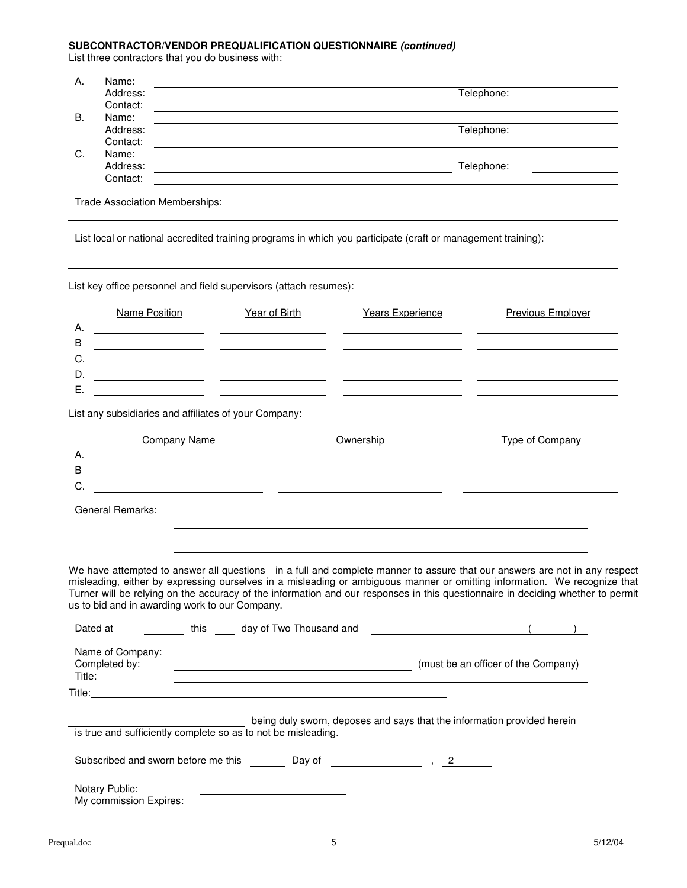**SUBCONTRACTOR/VENDOR PREQUALIFICATION QUESTIONNAIRE *(continued)***

List three contractors that you do business with:

A. Name: ______________________________
Address: ______________________________ Telephone: __________
Contact: ______________________________

B. Name: ______________________________
Address: ______________________________ Telephone: __________
Contact: ______________________________

C. Name: ______________________________
Address: ______________________________ Telephone: __________
Contact: ______________________________

Trade Association Memberships: ______________________________

List local or national accredited training programs in which you participate (craft or management training): __________

List key office personnel and field supervisors (attach resumes):

| | Name Position | Year of Birth | Years Experience | Previous Employer |
|---|---|---|---|---|
| A. | | | | |
| B | | | | |
| C. | | | | |
| D. | | | | |
| E. | | | | |

List any subsidiaries and affiliates of your Company:

| | Company Name | Ownership | Type of Company |
|---|---|---|---|
| A. | | | |
| B | | | |
| C. | | | |

General Remarks: ______________________________

We have attempted to answer all questions in a full and complete manner to assure that our answers are not in any respect misleading, either by expressing ourselves in a misleading or ambiguous manner or omitting information. We recognize that Turner will be relying on the accuracy of the information and our responses in this questionnaire in deciding whether to permit us to bid and in awarding work to our Company.

Dated at ________ this ____ day of Two Thousand and ______________________ (______)

Name of Company: ______________________________
Completed by: ______________________________ (must be an officer of the Company)
Title: ______________________________

Title: ______________________________

______________________________ being duly sworn, deposes and says that the information provided herein is true and sufficiently complete so as to not be misleading.

Subscribed and sworn before me this ______ Day of ______________ , 2______

Notary Public: ______________________________
My commission Expires: ______________________________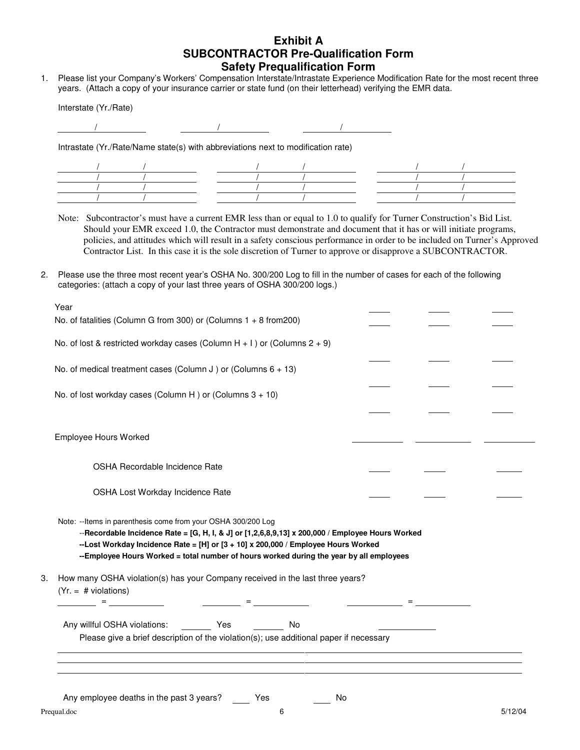# Exhibit A
# SUBCONTRACTOR Pre-Qualification Form
# Safety Prequalification Form

1. Please list your Company's Workers' Compensation Interstate/Intrastate Experience Modification Rate for the most recent three years. (Attach a copy of your insurance carrier or state fund (on their letterhead) verifying the EMR data.

   Interstate (Yr./Rate)

   ______/______ ______/______ ______/______

   Intrastate (Yr./Rate/Name state(s) with abbreviations next to modification rate)

   | | | |
   |---|---|---|
   | ____/____/____ | ____/____/____ | ____/____/____ |
   | ____/____/____ | ____/____/____ | ____/____/____ |
   | ____/____/____ | ____/____/____ | ____/____/____ |
   | ____/____/____ | ____/____/____ | ____/____/____ |

   Note: Subcontractor's must have a current EMR less than or equal to 1.0 to qualify for Turner Construction's Bid List. Should your EMR exceed 1.0, the Contractor must demonstrate and document that it has or will initiate programs, policies, and attitudes which will result in a safety conscious performance in order to be included on Turner's Approved Contractor List. In this case it is the sole discretion of Turner to approve or disapprove a SUBCONTRACTOR.

2. Please use the three most recent year's OSHA No. 300/200 Log to fill in the number of cases for each of the following categories: (attach a copy of your last three years of OSHA 300/200 logs.)

| | | | |
|---|---|---|---|
| Year | ____ | ____ | ____ |
| No. of fatalities (Column G from 300) or (Columns 1 + 8 from200) | ____ | ____ | ____ |
| No. of lost & restricted workday cases (Column H + I ) or (Columns 2 + 9) | ____ | ____ | ____ |
| No. of medical treatment cases (Column J ) or (Columns 6 + 13) | ____ | ____ | ____ |
| No. of lost workday cases (Column H ) or (Columns 3 + 10) | ____ | ____ | ____ |
| Employee Hours Worked | ____ | ____ | ____ |
| OSHA Recordable Incidence Rate | ____ | ____ | ____ |
| OSHA Lost Workday Incidence Rate | ____ | ____ | ____ |

Note: --Items in parenthesis come from your OSHA 300/200 Log
--**Recordable Incidence Rate = [G, H, I, & J] or [1,2,6,8,9,13] x 200,000 / Employee Hours Worked**
**--Lost Workday Incidence Rate = [H] or [3 + 10] x 200,000 / Employee Hours Worked**
**--Employee Hours Worked = total number of hours worked during the year by all employees**

3. How many OSHA violation(s) has your Company received in the last three years?
   (Yr. = # violations)

   ______ = ______ ______ = ______ ______ = ______

   Any willful OSHA violations: ______ Yes ______ No ______

   Please give a brief description of the violation(s); use additional paper if necessary

   ________________________________________________
   ________________________________________________
   ________________________________________________

   Any employee deaths in the past 3 years? ____ Yes ____ No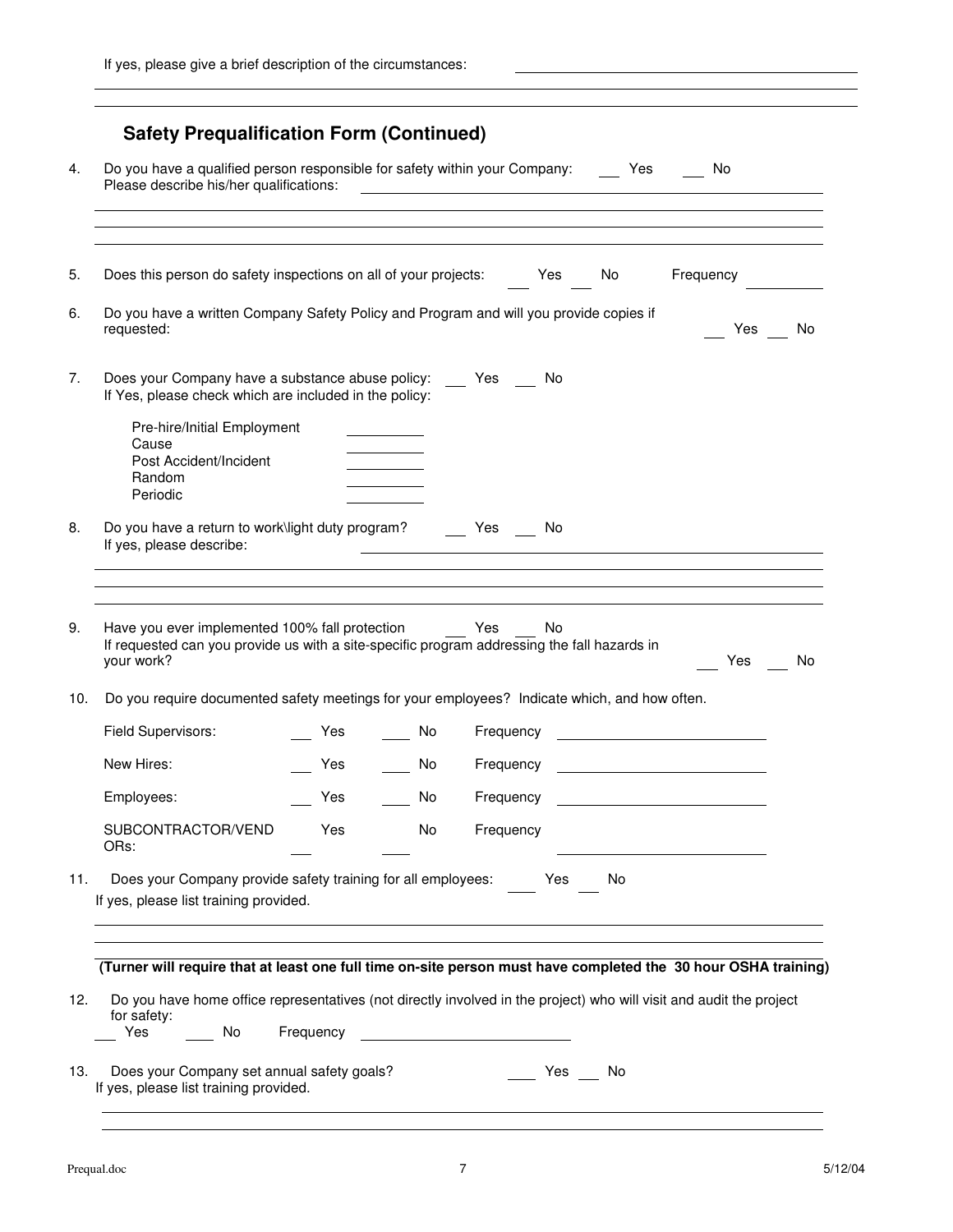If yes, please give a brief description of the circumstances: \_\_\_\_\_\_\_\_\_\_\_\_\_\_\_\_\_\_\_\_

## Safety Prequalification Form (Continued)

4. Do you have a qualified person responsible for safety within your Company: \_\_ Yes \_\_ No
   Please describe his/her qualifications:

5. Does this person do safety inspections on all of your projects: \_\_ Yes \_\_ No Frequency \_\_\_\_\_\_

6. Do you have a written Company Safety Policy and Program and will you provide copies if requested: \_\_ Yes \_\_ No

7. Does your Company have a substance abuse policy: \_\_ Yes \_\_ No
   If Yes, please check which are included in the policy:

   - Pre-hire/Initial Employment \_\_\_\_\_\_
   - Cause \_\_\_\_\_\_
   - Post Accident/Incident \_\_\_\_\_\_
   - Random \_\_\_\_\_\_
   - Periodic \_\_\_\_\_\_

8. Do you have a return to work\light duty program? \_\_ Yes \_\_ No
   If yes, please describe:

9. Have you ever implemented 100% fall protection \_\_ Yes \_\_ No
   If requested can you provide us with a site-specific program addressing the fall hazards in your work? \_\_ Yes \_\_ No

10. Do you require documented safety meetings for your employees? Indicate which, and how often.

| | | | |
|---|---|---|---|
| Field Supervisors: | \_\_ Yes | \_\_ No | Frequency \_\_\_\_\_\_\_\_ |
| New Hires: | \_\_ Yes | \_\_ No | Frequency \_\_\_\_\_\_\_\_ |
| Employees: | \_\_ Yes | \_\_ No | Frequency \_\_\_\_\_\_\_\_ |
| SUBCONTRACTOR/VENDORs: | \_\_ Yes | \_\_ No | Frequency \_\_\_\_\_\_\_\_ |

11. Does your Company provide safety training for all employees: \_\_ Yes \_\_ No
    If yes, please list training provided.

**(Turner will require that at least one full time on-site person must have completed the 30 hour OSHA training)**

12. Do you have home office representatives (not directly involved in the project) who will visit and audit the project for safety:
    \_\_ Yes \_\_ No Frequency \_\_\_\_\_\_\_\_

13. Does your Company set annual safety goals? \_\_ Yes \_\_ No
    If yes, please list training provided.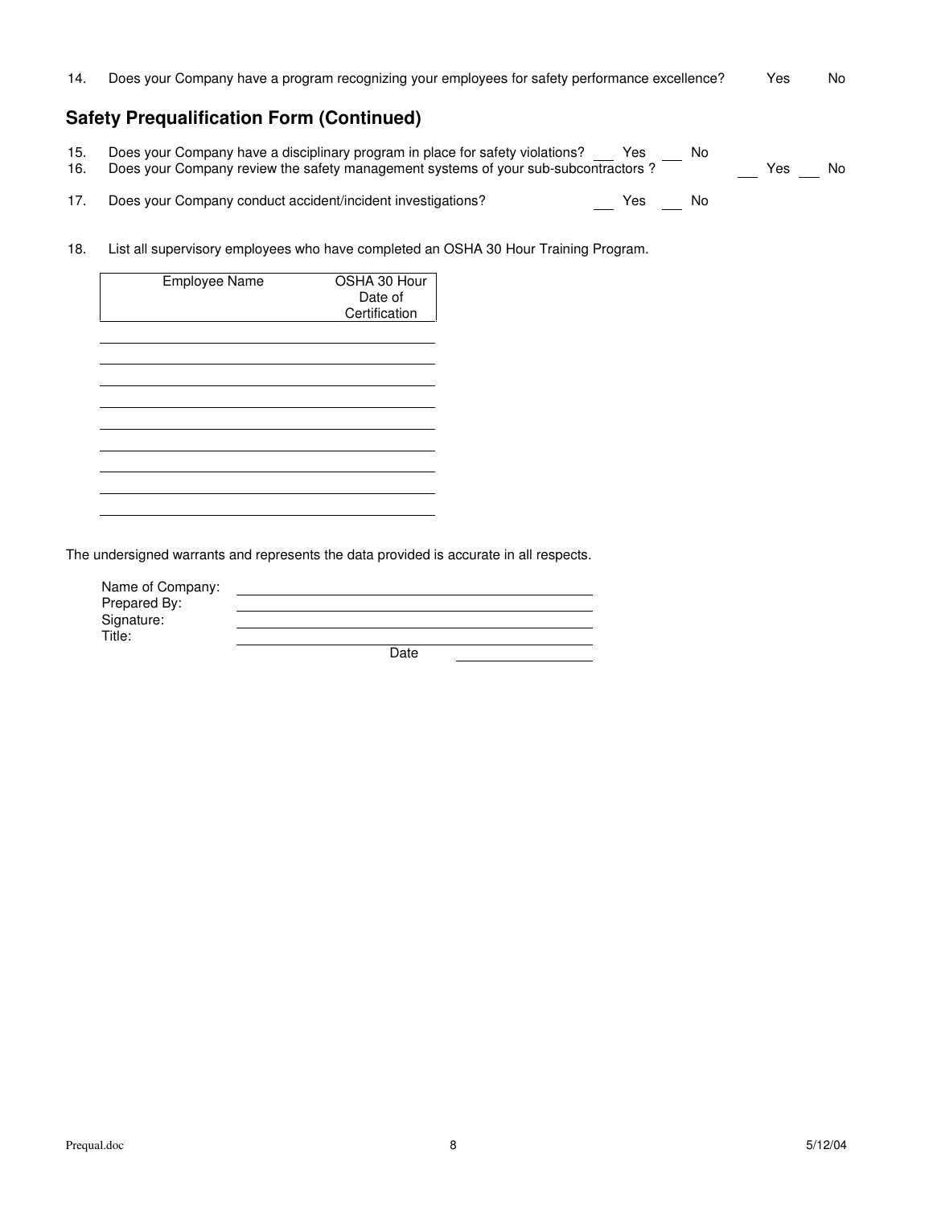14. Does your Company have a program recognizing your employees for safety performance excellence? Yes No

## Safety Prequalification Form (Continued)

15. Does your Company have a disciplinary program in place for safety violations? ___ Yes ___ No
16. Does your Company review the safety management systems of your sub-subcontractors ? ___ Yes ___ No
17. Does your Company conduct accident/incident investigations? ___ Yes ___ No
18. List all supervisory employees who have completed an OSHA 30 Hour Training Program.

| Employee Name | OSHA 30 Hour Date of Certification |
|---|---|
| | |
| | |
| | |
| | |
| | |
| | |
| | |
| | |
| | |

The undersigned warrants and represents the data provided is accurate in all respects.

Name of Company: ______________________________

Prepared By: ______________________________

Signature: ______________________________

Title: ______________________________

Date ______________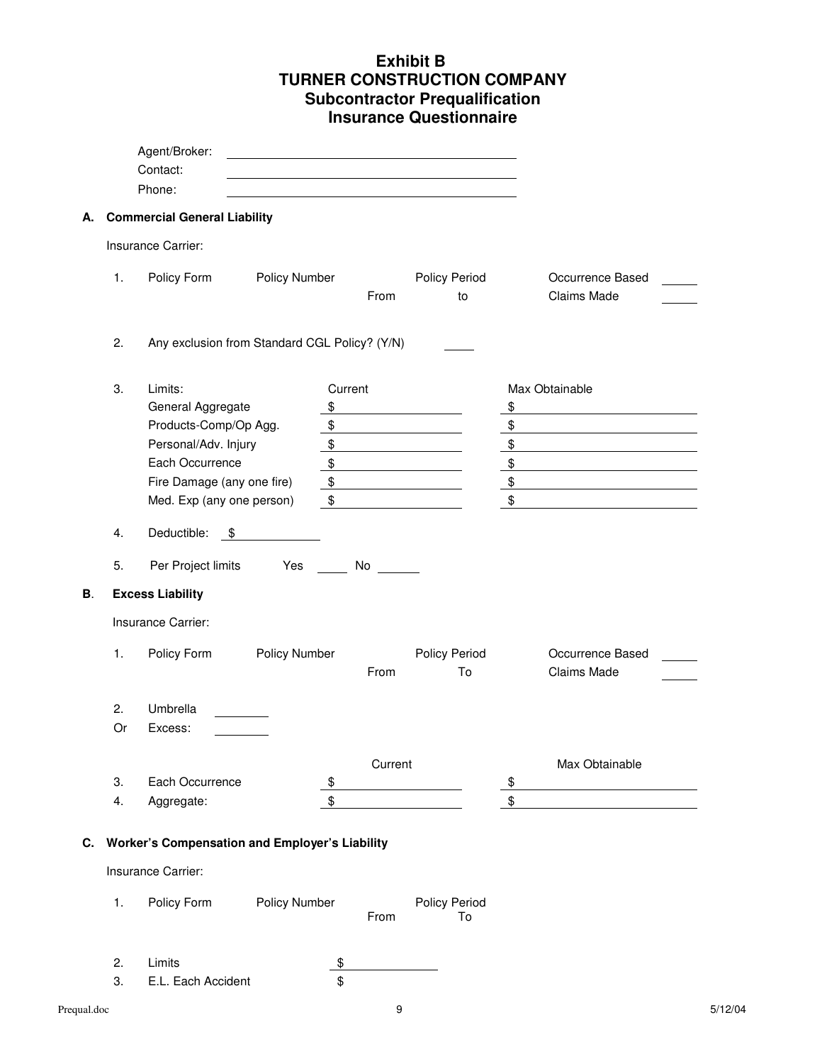# Exhibit B
# TURNER CONSTRUCTION COMPANY
## Subcontractor Prequalification
## Insurance Questionnaire

Agent/Broker: ______________________________

Contact: ______________________________

Phone: ______________________________

**A. Commercial General Liability**

Insurance Carrier:

1. Policy Form  Policy Number  Policy Period From  to  Occurrence Based ____ Claims Made ____

2. Any exclusion from Standard CGL Policy? (Y/N) ____

3. Limits:

| | Current | Max Obtainable |
|---|---|---|
| General Aggregate | $ | $ |
| Products-Comp/Op Agg. | $ | $ |
| Personal/Adv. Injury | $ | $ |
| Each Occurrence | $ | $ |
| Fire Damage (any one fire) | $ | $ |
| Med. Exp (any one person) | $ | $ |

4. Deductible: $ __________

5. Per Project limits  Yes ____  No ____

**B. Excess Liability**

Insurance Carrier:

1. Policy Form  Policy Number  Policy Period From  To  Occurrence Based ____ Claims Made ____

2. Umbrella ______
Or Excess: ______

| | Current | Max Obtainable |
|---|---|---|
| 3. Each Occurrence | $ | $ |
| 4. Aggregate: | $ | $ |

**C. Worker's Compensation and Employer's Liability**

Insurance Carrier:

1. Policy Form  Policy Number  Policy Period From  To

2. Limits $ __________

3. E.L. Each Accident $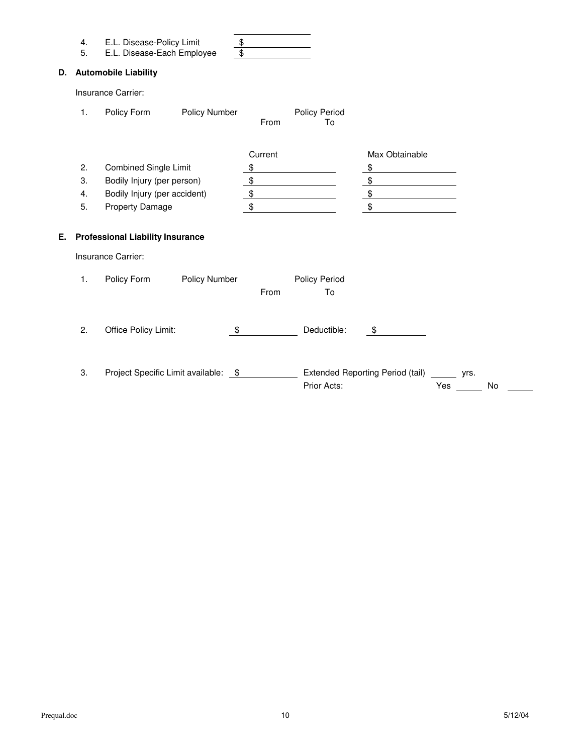4. E.L. Disease-Policy Limit $ ____________
5. E.L. Disease-Each Employee $ ____________

**D. Automobile Liability**

Insurance Carrier:

| 1. | Policy Form | Policy Number | Policy Period From | To |
|---|---|---|---|---|
| | | | | |

| | | Current | Max Obtainable |
|---|---|---|---|
| 2. | Combined Single Limit | $ | $ |
| 3. | Bodily Injury (per person) | $ | $ |
| 4. | Bodily Injury (per accident) | $ | $ |
| 5. | Property Damage | $ | $ |

**E. Professional Liability Insurance**

Insurance Carrier:

| 1. | Policy Form | Policy Number | Policy Period From | To |
|---|---|---|---|---|
| | | | | |

2. Office Policy Limit: $ ____________ Deductible: $ ____________

3. Project Specific Limit available: $ ____________ Extended Reporting Period (tail) ______ yrs.
Prior Acts: Yes ______ No ______